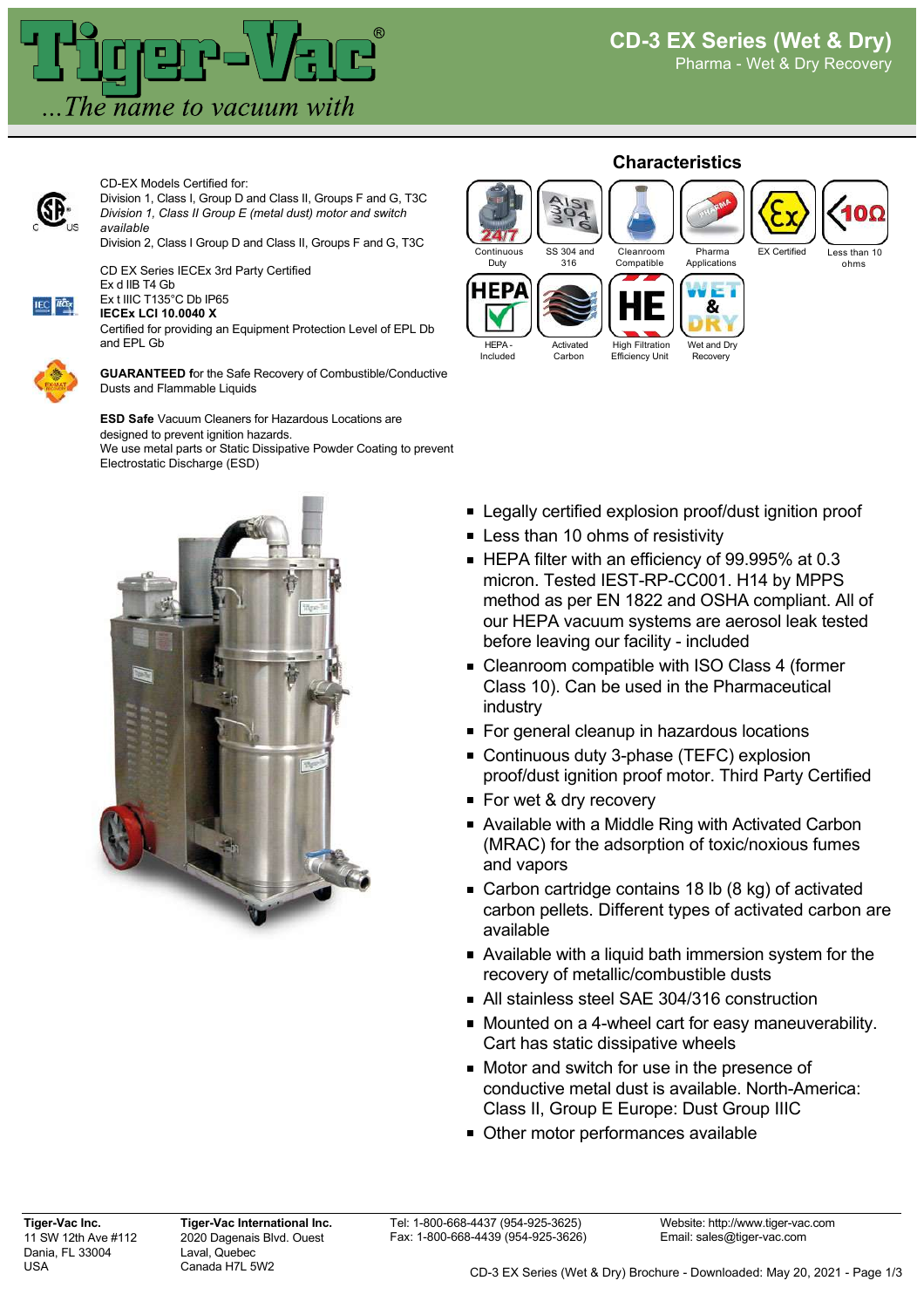# CD-3 EX Series (Wet & Dry)

Pharma - Wet & Dry Recovery

CD-EX Models Certified for:
Division 1, Class I, Group D and Class II, Groups F and G, T3C
*Division 1, Class II Group E (metal dust) motor and switch available*
Division 2, Class I Group D and Class II, Groups F and G, T3C

CD EX Series IECEx 3rd Party Certified
Ex d IIB T4 Gb
Ex t IIIC T135°C Db IP65
**IECEx LCI 10.0040 X**
Certified for providing an Equipment Protection Level of EPL Db and EPL Gb

**GUARANTEED f**or the Safe Recovery of Combustible/Conductive Dusts and Flammable Liquids

**ESD Safe** Vacuum Cleaners for Hazardous Locations are designed to prevent ignition hazards.
We use metal parts or Static Dissipative Powder Coating to prevent Electrostatic Discharge (ESD)

## Characteristics

- Continuous Duty
- SS 304 and 316
- Cleanroom Compatible
- Pharma Applications
- EX Certified
- Less than 10 ohms
- HEPA - Included
- Activated Carbon
- High Filtration Efficiency Unit
- Wet and Dry Recovery

- Legally certified explosion proof/dust ignition proof
- Less than 10 ohms of resistivity
- HEPA filter with an efficiency of 99.995% at 0.3 micron. Tested IEST-RP-CC001. H14 by MPPS method as per EN 1822 and OSHA compliant. All of our HEPA vacuum systems are aerosol leak tested before leaving our facility - included
- Cleanroom compatible with ISO Class 4 (former Class 10). Can be used in the Pharmaceutical industry
- For general cleanup in hazardous locations
- Continuous duty 3-phase (TEFC) explosion proof/dust ignition proof motor. Third Party Certified
- For wet & dry recovery
- Available with a Middle Ring with Activated Carbon (MRAC) for the adsorption of toxic/noxious fumes and vapors
- Carbon cartridge contains 18 lb (8 kg) of activated carbon pellets. Different types of activated carbon are available
- Available with a liquid bath immersion system for the recovery of metallic/combustible dusts
- All stainless steel SAE 304/316 construction
- Mounted on a 4-wheel cart for easy maneuverability. Cart has static dissipative wheels
- Motor and switch for use in the presence of conductive metal dust is available. North-America: Class II, Group E Europe: Dust Group IIIC
- Other motor performances available

**Tiger-Vac Inc.**
11 SW 12th Ave #112
Dania, FL 33004
USA

**Tiger-Vac International Inc.**
2020 Dagenais Blvd. Ouest
Laval, Quebec
Canada H7L 5W2

Tel: 1-800-668-4437 (954-925-3625)
Fax: 1-800-668-4439 (954-925-3626)

Website: http://www.tiger-vac.com
Email: sales@tiger-vac.com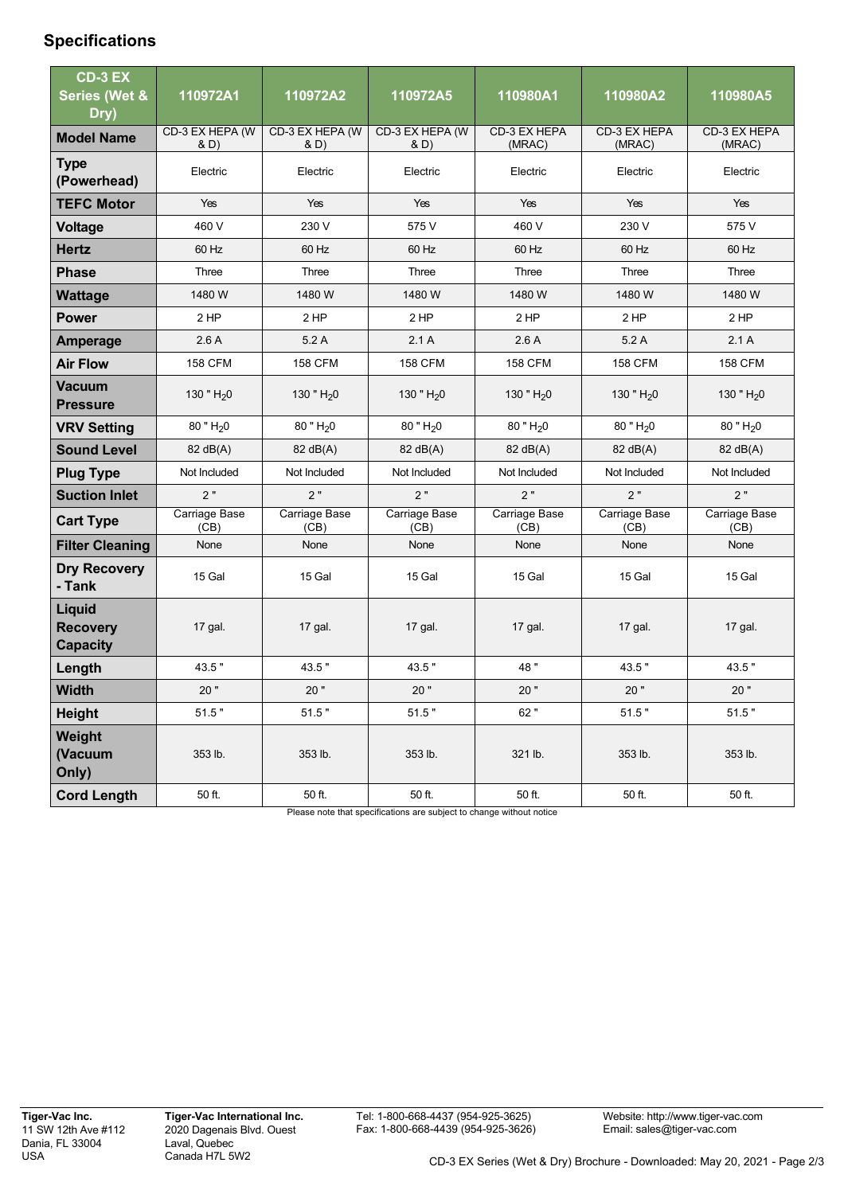## Specifications

| CD-3 EX Series (Wet & Dry) | 110972A1 | 110972A2 | 110972A5 | 110980A1 | 110980A2 | 110980A5 |
|---|---|---|---|---|---|---|
| **Model Name** | CD-3 EX HEPA (W & D) | CD-3 EX HEPA (W & D) | CD-3 EX HEPA (W & D) | CD-3 EX HEPA (MRAC) | CD-3 EX HEPA (MRAC) | CD-3 EX HEPA (MRAC) |
| **Type (Powerhead)** | Electric | Electric | Electric | Electric | Electric | Electric |
| **TEFC Motor** | Yes | Yes | Yes | Yes | Yes | Yes |
| **Voltage** | 460 V | 230 V | 575 V | 460 V | 230 V | 575 V |
| **Hertz** | 60 Hz | 60 Hz | 60 Hz | 60 Hz | 60 Hz | 60 Hz |
| **Phase** | Three | Three | Three | Three | Three | Three |
| **Wattage** | 1480 W | 1480 W | 1480 W | 1480 W | 1480 W | 1480 W |
| **Power** | 2 HP | 2 HP | 2 HP | 2 HP | 2 HP | 2 HP |
| **Amperage** | 2.6 A | 5.2 A | 2.1 A | 2.6 A | 5.2 A | 2.1 A |
| **Air Flow** | 158 CFM | 158 CFM | 158 CFM | 158 CFM | 158 CFM | 158 CFM |
| **Vacuum Pressure** | 130 " $H_20$ | 130 " $H_20$ | 130 " $H_20$ | 130 " $H_20$ | 130 " $H_20$ | 130 " $H_20$ |
| **VRV Setting** | 80 " $H_20$ | 80 " $H_20$ | 80 " $H_20$ | 80 " $H_20$ | 80 " $H_20$ | 80 " $H_20$ |
| **Sound Level** | 82 dB(A) | 82 dB(A) | 82 dB(A) | 82 dB(A) | 82 dB(A) | 82 dB(A) |
| **Plug Type** | Not Included | Not Included | Not Included | Not Included | Not Included | Not Included |
| **Suction Inlet** | 2 " | 2 " | 2 " | 2 " | 2 " | 2 " |
| **Cart Type** | Carriage Base (CB) | Carriage Base (CB) | Carriage Base (CB) | Carriage Base (CB) | Carriage Base (CB) | Carriage Base (CB) |
| **Filter Cleaning** | None | None | None | None | None | None |
| **Dry Recovery - Tank** | 15 Gal | 15 Gal | 15 Gal | 15 Gal | 15 Gal | 15 Gal |
| **Liquid Recovery Capacity** | 17 gal. | 17 gal. | 17 gal. | 17 gal. | 17 gal. | 17 gal. |
| **Length** | 43.5 " | 43.5 " | 43.5 " | 48 " | 43.5 " | 43.5 " |
| **Width** | 20 " | 20 " | 20 " | 20 " | 20 " | 20 " |
| **Height** | 51.5 " | 51.5 " | 51.5 " | 62 " | 51.5 " | 51.5 " |
| **Weight (Vacuum Only)** | 353 lb. | 353 lb. | 353 lb. | 321 lb. | 353 lb. | 353 lb. |
| **Cord Length** | 50 ft. | 50 ft. | 50 ft. | 50 ft. | 50 ft. | 50 ft. |

Please note that specifications are subject to change without notice

**Tiger-Vac Inc.**
11 SW 12th Ave #112
Dania, FL 33004
USA

**Tiger-Vac International Inc.**
2020 Dagenais Blvd. Ouest
Laval, Quebec
Canada H7L 5W2

Tel: 1-800-668-4437 (954-925-3625)
Fax: 1-800-668-4439 (954-925-3626)

Website: http://www.tiger-vac.com
Email: sales@tiger-vac.com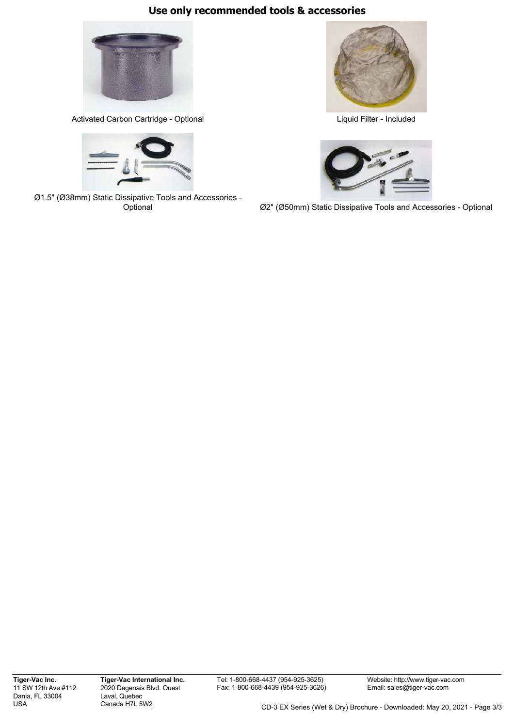## Use only recommended tools & accessories

Activated Carbon Cartridge - Optional

Liquid Filter - Included

Ø1.5" (Ø38mm) Static Dissipative Tools and Accessories - Optional

Ø2" (Ø50mm) Static Dissipative Tools and Accessories - Optional

**Tiger-Vac Inc.**
11 SW 12th Ave #112
Dania, FL 33004
USA

**Tiger-Vac International Inc.**
2020 Dagenais Blvd. Ouest
Laval, Quebec
Canada H7L 5W2

Tel: 1-800-668-4437 (954-925-3625)
Fax: 1-800-668-4439 (954-925-3626)

Website: http://www.tiger-vac.com
Email: sales@tiger-vac.com